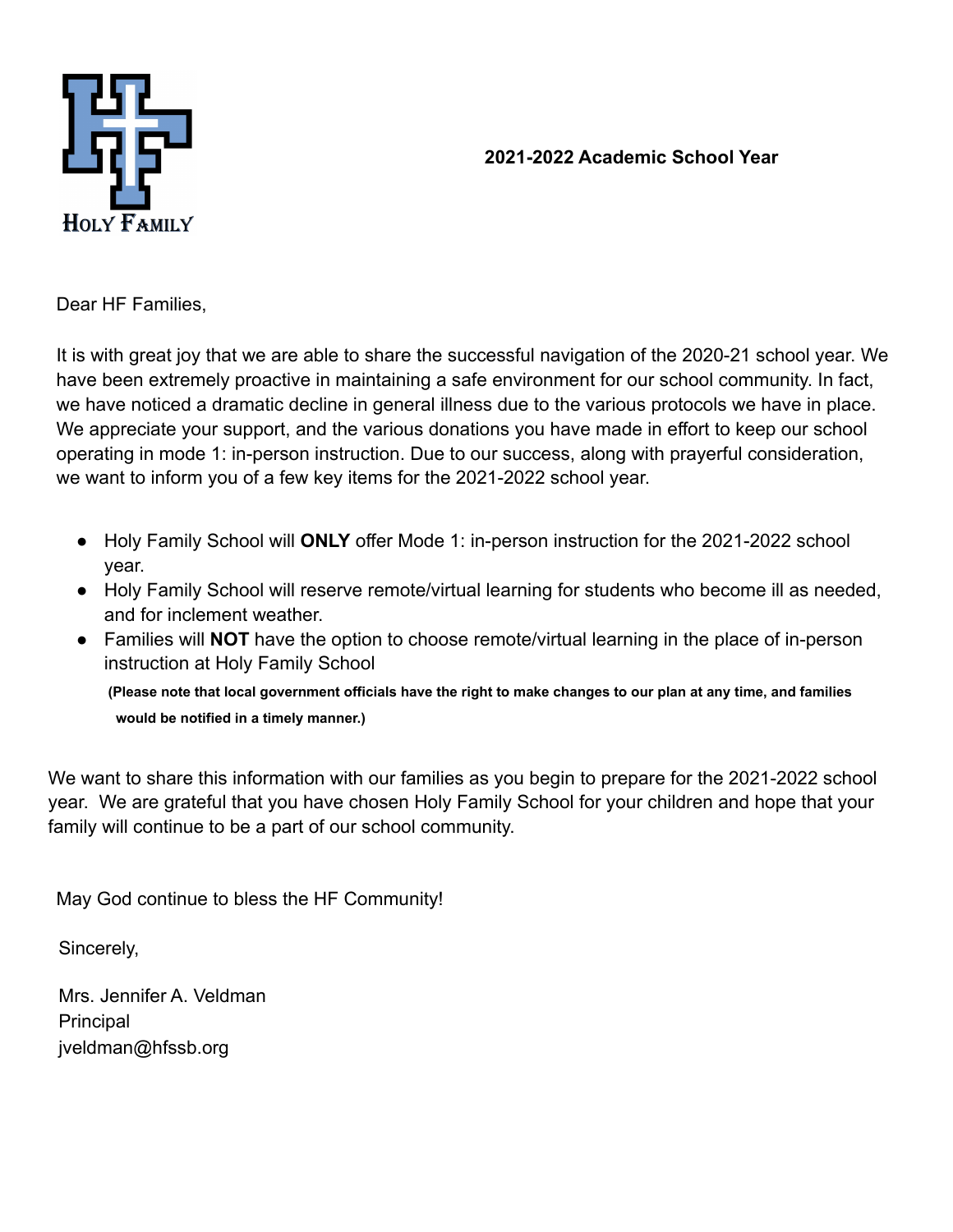HOLY FAMILY

**2021-2022 Academic School Year**

Dear HF Families,

It is with great joy that we are able to share the successful navigation of the 2020-21 school year. We have been extremely proactive in maintaining a safe environment for our school community. In fact, we have noticed a dramatic decline in general illness due to the various protocols we have in place. We appreciate your support, and the various donations you have made in effort to keep our school operating in mode 1: in-person instruction. Due to our success, along with prayerful consideration, we want to inform you of a few key items for the 2021-2022 school year.

- Holy Family School will **ONLY** offer Mode 1: in-person instruction for the 2021-2022 school year.
- Holy Family School will reserve remote/virtual learning for students who become ill as needed, and for inclement weather.
- Families will **NOT** have the option to choose remote/virtual learning in the place of in-person instruction at Holy Family School

**(Please note that local government officials have the right to make changes to our plan at any time, and families would be notified in a timely manner.)**

We want to share this information with our families as you begin to prepare for the 2021-2022 school year. We are grateful that you have chosen Holy Family School for your children and hope that your family will continue to be a part of our school community.

May God continue to bless the HF Community!

Sincerely,

Mrs. Jennifer A. Veldman
Principal
jveldman@hfssb.org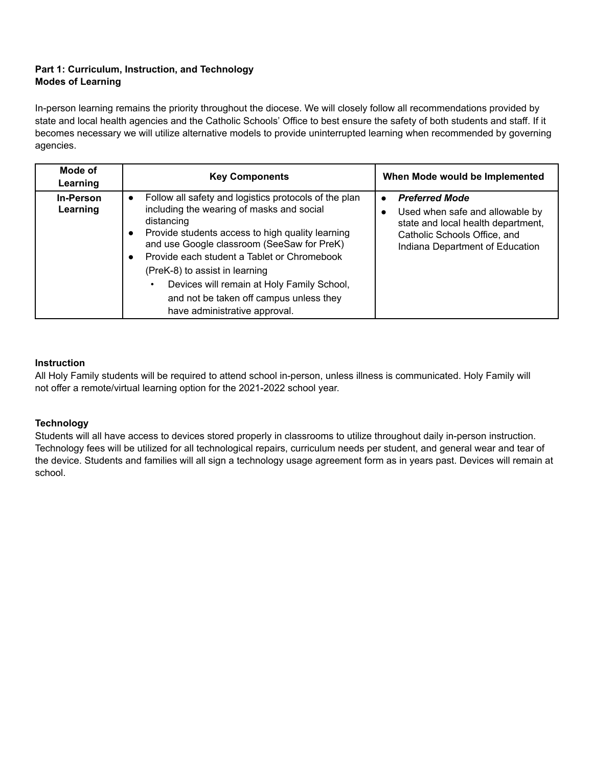**Part 1: Curriculum, Instruction, and Technology**
**Modes of Learning**

In-person learning remains the priority throughout the diocese. We will closely follow all recommendations provided by state and local health agencies and the Catholic Schools' Office to best ensure the safety of both students and staff. If it becomes necessary we will utilize alternative models to provide uninterrupted learning when recommended by governing agencies.

| Mode of Learning | Key Components | When Mode would be Implemented |
| --- | --- | --- |
| **In-Person Learning** | • Follow all safety and logistics protocols of the plan including the wearing of masks and social distancing<br>• Provide students access to high quality learning and use Google classroom (SeeSaw for PreK)<br>• Provide each student a Tablet or Chromebook (PreK-8) to assist in learning<br>  ◦ Devices will remain at Holy Family School, and not be taken off campus unless they have administrative approval. | • ***Preferred Mode***<br>• Used when safe and allowable by state and local health department, Catholic Schools Office, and Indiana Department of Education |

**Instruction**

All Holy Family students will be required to attend school in-person, unless illness is communicated. Holy Family will not offer a remote/virtual learning option for the 2021-2022 school year.

**Technology**

Students will all have access to devices stored properly in classrooms to utilize throughout daily in-person instruction. Technology fees will be utilized for all technological repairs, curriculum needs per student, and general wear and tear of the device. Students and families will all sign a technology usage agreement form as in years past. Devices will remain at school.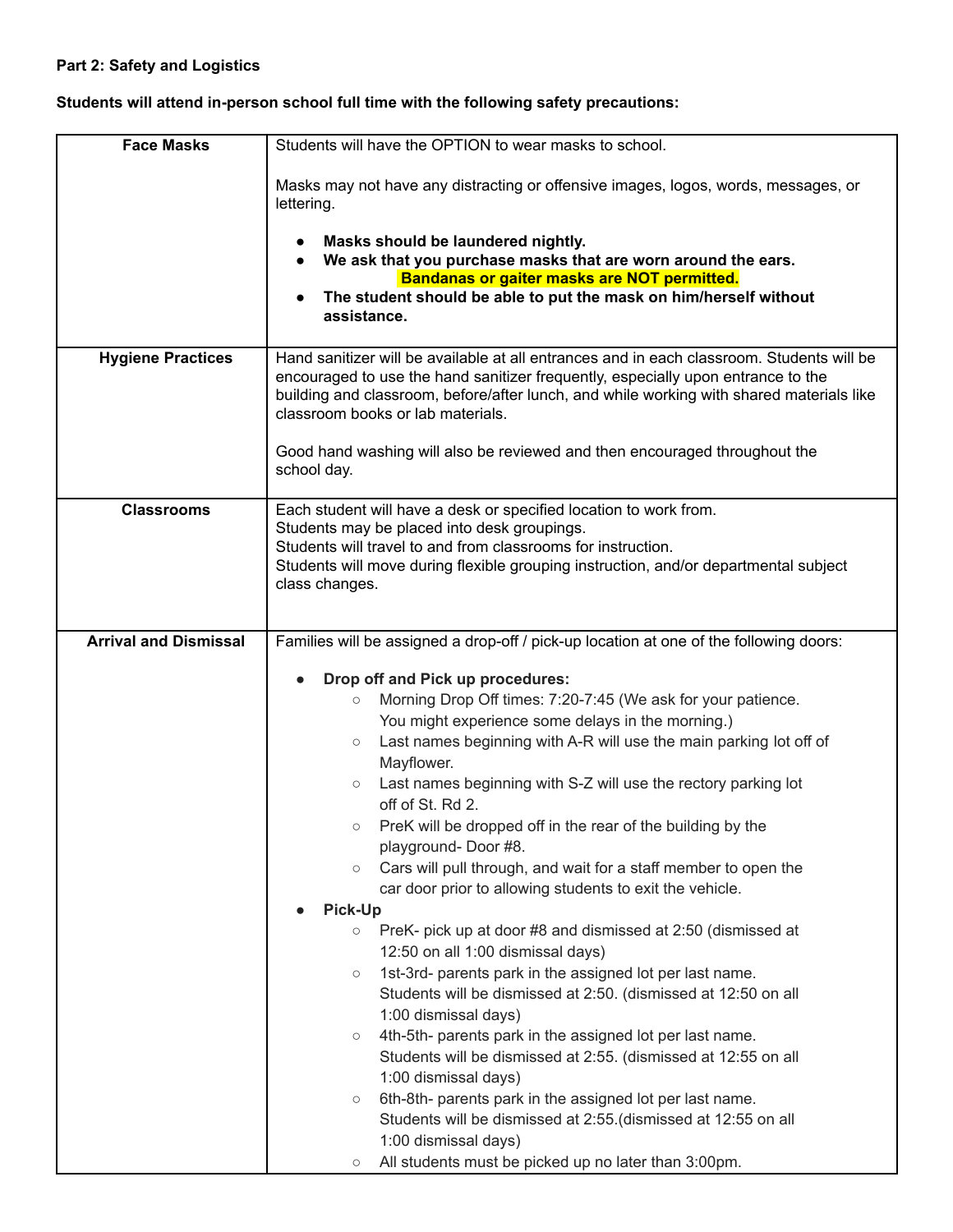**Part 2: Safety and Logistics**

**Students will attend in-person school full time with the following safety precautions:**

| | |
|---|---|
| **Face Masks** | Students will have the OPTION to wear masks to school.<br><br>Masks may not have any distracting or offensive images, logos, words, messages, or lettering.<br><br>● **Masks should be laundered nightly.**<br>● **We ask that you purchase masks that are worn around the ears.** **Bandanas or gaiter masks are NOT permitted.**<br>● **The student should be able to put the mask on him/herself without assistance.** |
| **Hygiene Practices** | Hand sanitizer will be available at all entrances and in each classroom. Students will be encouraged to use the hand sanitizer frequently, especially upon entrance to the building and classroom, before/after lunch, and while working with shared materials like classroom books or lab materials.<br><br>Good hand washing will also be reviewed and then encouraged throughout the school day. |
| **Classrooms** | Each student will have a desk or specified location to work from.<br>Students may be placed into desk groupings.<br>Students will travel to and from classrooms for instruction.<br>Students will move during flexible grouping instruction, and/or departmental subject class changes. |
| **Arrival and Dismissal** | Families will be assigned a drop-off / pick-up location at one of the following doors:<br><br>● **Drop off and Pick up procedures:**<br>○ Morning Drop Off times: 7:20-7:45 (We ask for your patience. You might experience some delays in the morning.)<br>○ Last names beginning with A-R will use the main parking lot off of Mayflower.<br>○ Last names beginning with S-Z will use the rectory parking lot off of St. Rd 2.<br>○ PreK will be dropped off in the rear of the building by the playground- Door #8.<br>○ Cars will pull through, and wait for a staff member to open the car door prior to allowing students to exit the vehicle.<br>● **Pick-Up**<br>○ PreK- pick up at door #8 and dismissed at 2:50 (dismissed at 12:50 on all 1:00 dismissal days)<br>○ 1st-3rd- parents park in the assigned lot per last name. Students will be dismissed at 2:50. (dismissed at 12:50 on all 1:00 dismissal days)<br>○ 4th-5th- parents park in the assigned lot per last name. Students will be dismissed at 2:55. (dismissed at 12:55 on all 1:00 dismissal days)<br>○ 6th-8th- parents park in the assigned lot per last name. Students will be dismissed at 2:55.(dismissed at 12:55 on all 1:00 dismissal days)<br>○ All students must be picked up no later than 3:00pm. |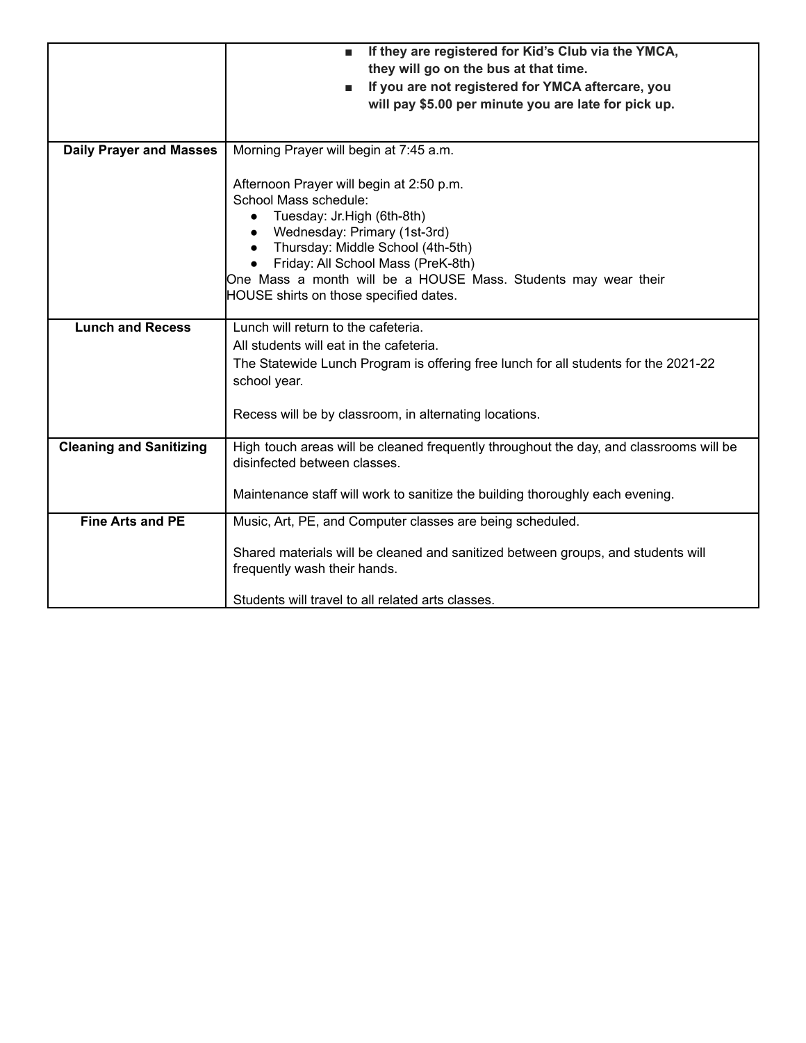| | |
|---|---|
| | ■ **If they are registered for Kid's Club via the YMCA, they will go on the bus at that time.**<br>■ **If you are not registered for YMCA aftercare, you will pay $5.00 per minute you are late for pick up.** |
| **Daily Prayer and Masses** | Morning Prayer will begin at 7:45 a.m.<br><br>Afternoon Prayer will begin at 2:50 p.m.<br>School Mass schedule:<br>● Tuesday: Jr.High (6th-8th)<br>● Wednesday: Primary (1st-3rd)<br>● Thursday: Middle School (4th-5th)<br>● Friday: All School Mass (PreK-8th)<br>One Mass a month will be a HOUSE Mass. Students may wear their HOUSE shirts on those specified dates. |
| **Lunch and Recess** | Lunch will return to the cafeteria.<br>All students will eat in the cafeteria.<br>The Statewide Lunch Program is offering free lunch for all students for the 2021-22 school year.<br><br>Recess will be by classroom, in alternating locations. |
| **Cleaning and Sanitizing** | High touch areas will be cleaned frequently throughout the day, and classrooms will be disinfected between classes.<br><br>Maintenance staff will work to sanitize the building thoroughly each evening. |
| **Fine Arts and PE** | Music, Art, PE, and Computer classes are being scheduled.<br><br>Shared materials will be cleaned and sanitized between groups, and students will frequently wash their hands.<br><br>Students will travel to all related arts classes. |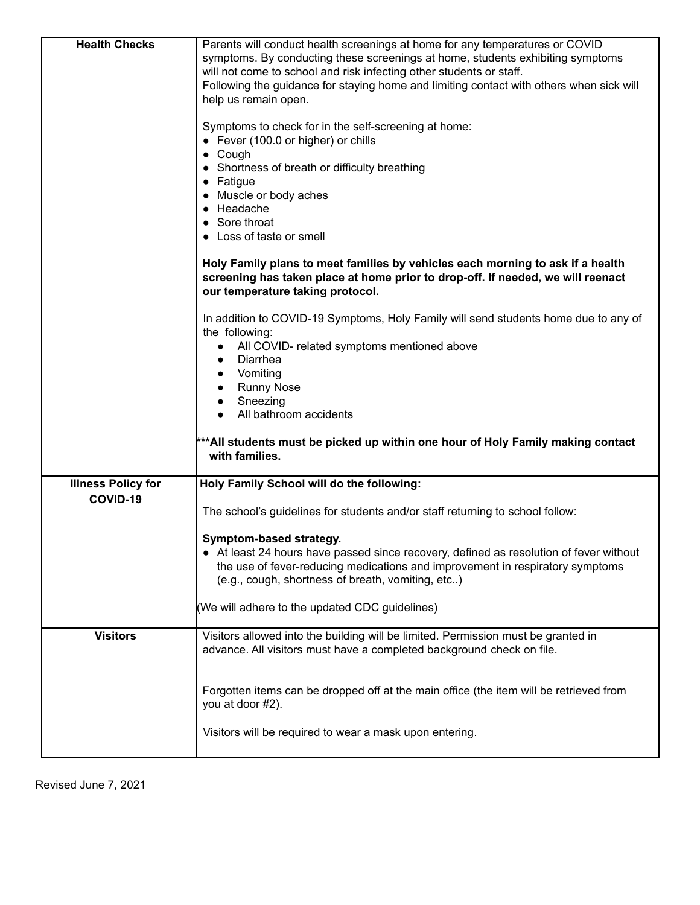| | |
|---|---|
| **Health Checks** | Parents will conduct health screenings at home for any temperatures or COVID symptoms. By conducting these screenings at home, students exhibiting symptoms will not come to school and risk infecting other students or staff.<br>Following the guidance for staying home and limiting contact with others when sick will help us remain open.<br><br>Symptoms to check for in the self-screening at home:<br>● Fever (100.0 or higher) or chills<br>● Cough<br>● Shortness of breath or difficulty breathing<br>● Fatigue<br>● Muscle or body aches<br>● Headache<br>● Sore throat<br>● Loss of taste or smell<br><br>**Holy Family plans to meet families by vehicles each morning to ask if a health screening has taken place at home prior to drop-off. If needed, we will reenact our temperature taking protocol.**<br><br>In addition to COVID-19 Symptoms, Holy Family will send students home due to any of the following:<br>● All COVID- related symptoms mentioned above<br>● Diarrhea<br>● Vomiting<br>● Runny Nose<br>● Sneezing<br>● All bathroom accidents<br><br>**\*\*\*All students must be picked up within one hour of Holy Family making contact with families.** |
| **Illness Policy for COVID-19** | **Holy Family School will do the following:**<br><br>The school's guidelines for students and/or staff returning to school follow:<br><br>**Symptom-based strategy.**<br>● At least 24 hours have passed since recovery, defined as resolution of fever without the use of fever-reducing medications and improvement in respiratory symptoms (e.g., cough, shortness of breath, vomiting, etc..)<br><br>(We will adhere to the updated CDC guidelines) |
| **Visitors** | Visitors allowed into the building will be limited. Permission must be granted in advance. All visitors must have a completed background check on file.<br><br>Forgotten items can be dropped off at the main office (the item will be retrieved from you at door #2).<br><br>Visitors will be required to wear a mask upon entering. |

Revised June 7, 2021